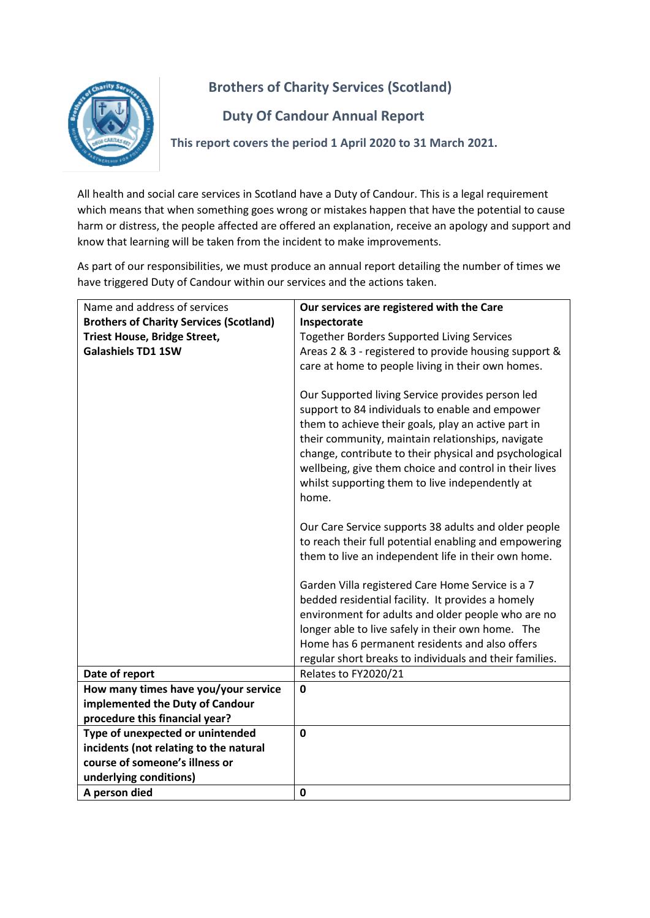# Brothers of Charity Services (Scotland)

## Duty Of Candour Annual Report

**This report covers the period 1 April 2020 to 31 March 2021.**

All health and social care services in Scotland have a Duty of Candour. This is a legal requirement which means that when something goes wrong or mistakes happen that have the potential to cause harm or distress, the people affected are offered an explanation, receive an apology and support and know that learning will be taken from the incident to make improvements.

As part of our responsibilities, we must produce an annual report detailing the number of times we have triggered Duty of Candour within our services and the actions taken.

| Name and address of services<br>**Brothers of Charity Services (Scotland)**<br>**Triest House, Bridge Street,**<br>**Galashiels TD1 1SW** | **Our services are registered with the Care Inspectorate**<br>Together Borders Supported Living Services<br>Areas 2 & 3 - registered to provide housing support & care at home to people living in their own homes.<br><br>Our Supported living Service provides person led support to 84 individuals to enable and empower them to achieve their goals, play an active part in their community, maintain relationships, navigate change, contribute to their physical and psychological wellbeing, give them choice and control in their lives whilst supporting them to live independently at home.<br><br>Our Care Service supports 38 adults and older people to reach their full potential enabling and empowering them to live an independent life in their own home.<br><br>Garden Villa registered Care Home Service is a 7 bedded residential facility. It provides a homely environment for adults and older people who are no longer able to live safely in their own home. The Home has 6 permanent residents and also offers regular short breaks to individuals and their families. |
|---|---|
| **Date of report** | Relates to FY2020/21 |
| **How many times have you/your service implemented the Duty of Candour procedure this financial year?** | **0** |
| **Type of unexpected or unintended incidents (not relating to the natural course of someone's illness or underlying conditions)** | **0** |
| **A person died** | **0** |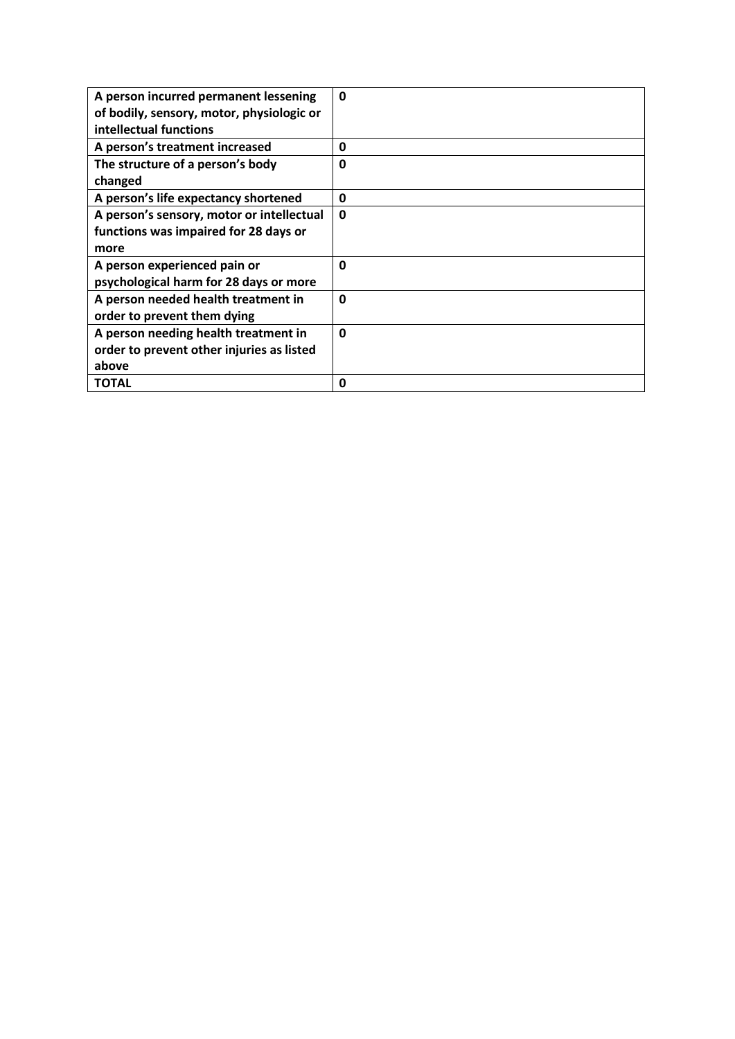| | |
|---|---|
| **A person incurred permanent lessening of bodily, sensory, motor, physiologic or intellectual functions** | **0** |
| **A person's treatment increased** | **0** |
| **The structure of a person's body changed** | **0** |
| **A person's life expectancy shortened** | **0** |
| **A person's sensory, motor or intellectual functions was impaired for 28 days or more** | **0** |
| **A person experienced pain or psychological harm for 28 days or more** | **0** |
| **A person needed health treatment in order to prevent them dying** | **0** |
| **A person needing health treatment in order to prevent other injuries as listed above** | **0** |
| **TOTAL** | **0** |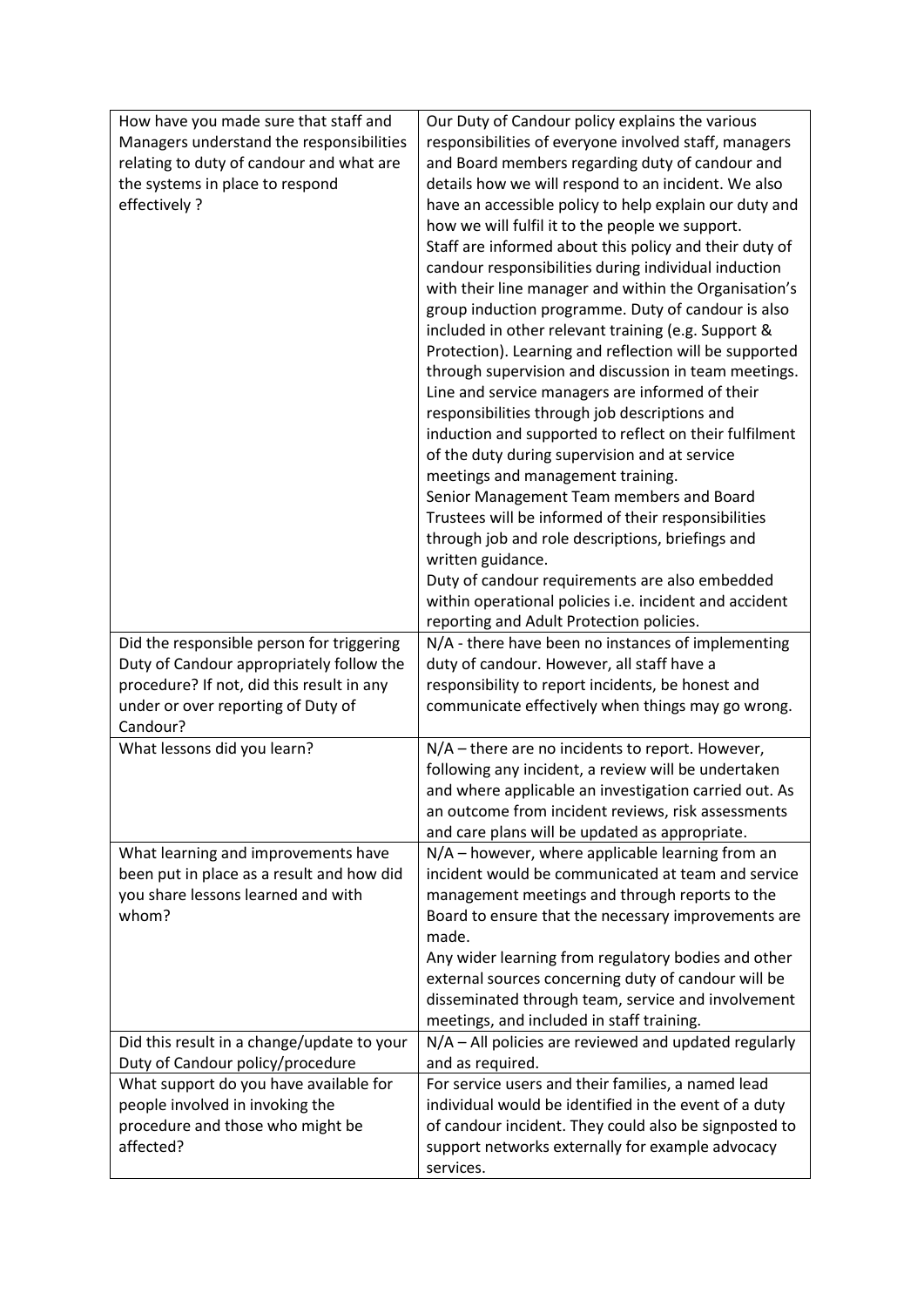| | |
|---|---|
| How have you made sure that staff and Managers understand the responsibilities relating to duty of candour and what are the systems in place to respond effectively ? | Our Duty of Candour policy explains the various responsibilities of everyone involved staff, managers and Board members regarding duty of candour and details how we will respond to an incident. We also have an accessible policy to help explain our duty and how we will fulfil it to the people we support.<br>Staff are informed about this policy and their duty of candour responsibilities during individual induction with their line manager and within the Organisation's group induction programme. Duty of candour is also included in other relevant training (e.g. Support & Protection). Learning and reflection will be supported through supervision and discussion in team meetings.<br>Line and service managers are informed of their responsibilities through job descriptions and induction and supported to reflect on their fulfilment of the duty during supervision and at service meetings and management training.<br>Senior Management Team members and Board Trustees will be informed of their responsibilities through job and role descriptions, briefings and written guidance.<br>Duty of candour requirements are also embedded within operational policies i.e. incident and accident reporting and Adult Protection policies. |
| Did the responsible person for triggering Duty of Candour appropriately follow the procedure? If not, did this result in any under or over reporting of Duty of Candour? | N/A - there have been no instances of implementing duty of candour. However, all staff have a responsibility to report incidents, be honest and communicate effectively when things may go wrong. |
| What lessons did you learn? | N/A – there are no incidents to report. However, following any incident, a review will be undertaken and where applicable an investigation carried out. As an outcome from incident reviews, risk assessments and care plans will be updated as appropriate. |
| What learning and improvements have been put in place as a result and how did you share lessons learned and with whom? | N/A – however, where applicable learning from an incident would be communicated at team and service management meetings and through reports to the Board to ensure that the necessary improvements are made.<br>Any wider learning from regulatory bodies and other external sources concerning duty of candour will be disseminated through team, service and involvement meetings, and included in staff training. |
| Did this result in a change/update to your Duty of Candour policy/procedure | N/A – All policies are reviewed and updated regularly and as required. |
| What support do you have available for people involved in invoking the procedure and those who might be affected? | For service users and their families, a named lead individual would be identified in the event of a duty of candour incident. They could also be signposted to support networks externally for example advocacy services. |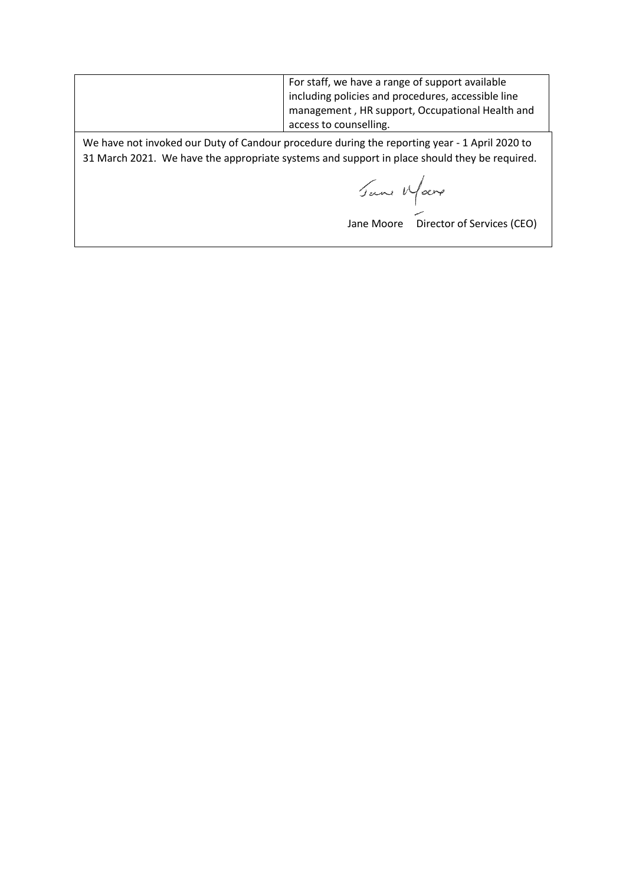| | |
|---|---|
| | For staff, we have a range of support available including policies and procedures, accessible line management , HR support, Occupational Health and access to counselling. |

We have not invoked our Duty of Candour procedure during the reporting year - 1 April 2020 to 31 March 2021. We have the appropriate systems and support in place should they be required.

Jane Moore Director of Services (CEO)